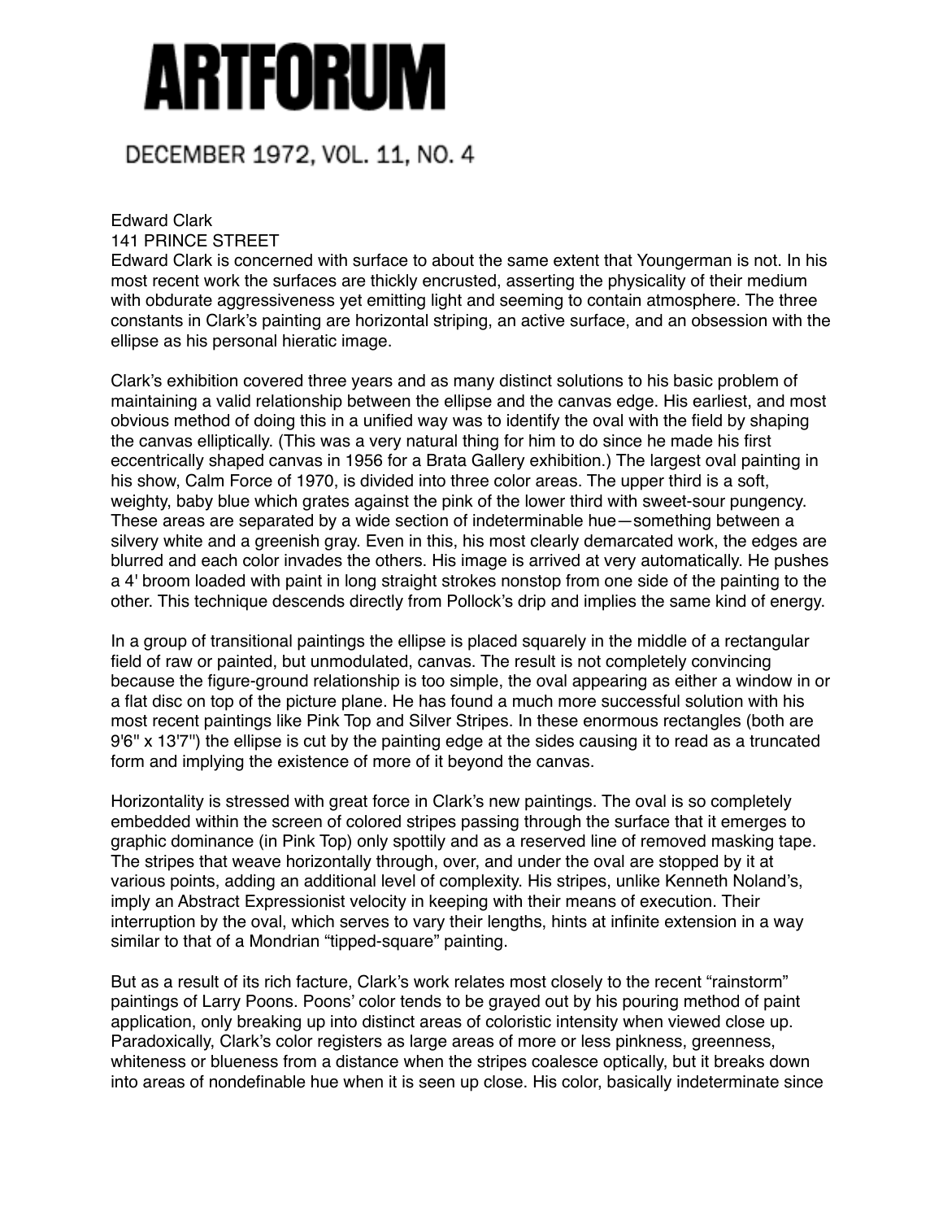# ARTFORUM

DECEMBER 1972, VOL. 11, NO. 4

Edward Clark
141 PRINCE STREET

Edward Clark is concerned with surface to about the same extent that Youngerman is not. In his most recent work the surfaces are thickly encrusted, asserting the physicality of their medium with obdurate aggressiveness yet emitting light and seeming to contain atmosphere. The three constants in Clark's painting are horizontal striping, an active surface, and an obsession with the ellipse as his personal hieratic image.

Clark's exhibition covered three years and as many distinct solutions to his basic problem of maintaining a valid relationship between the ellipse and the canvas edge. His earliest, and most obvious method of doing this in a unified way was to identify the oval with the field by shaping the canvas elliptically. (This was a very natural thing for him to do since he made his first eccentrically shaped canvas in 1956 for a Brata Gallery exhibition.) The largest oval painting in his show, Calm Force of 1970, is divided into three color areas. The upper third is a soft, weighty, baby blue which grates against the pink of the lower third with sweet-sour pungency. These areas are separated by a wide section of indeterminable hue—something between a silvery white and a greenish gray. Even in this, his most clearly demarcated work, the edges are blurred and each color invades the others. His image is arrived at very automatically. He pushes a 4' broom loaded with paint in long straight strokes nonstop from one side of the painting to the other. This technique descends directly from Pollock's drip and implies the same kind of energy.

In a group of transitional paintings the ellipse is placed squarely in the middle of a rectangular field of raw or painted, but unmodulated, canvas. The result is not completely convincing because the figure-ground relationship is too simple, the oval appearing as either a window in or a flat disc on top of the picture plane. He has found a much more successful solution with his most recent paintings like Pink Top and Silver Stripes. In these enormous rectangles (both are 9'6" x 13'7") the ellipse is cut by the painting edge at the sides causing it to read as a truncated form and implying the existence of more of it beyond the canvas.

Horizontality is stressed with great force in Clark's new paintings. The oval is so completely embedded within the screen of colored stripes passing through the surface that it emerges to graphic dominance (in Pink Top) only spottily and as a reserved line of removed masking tape. The stripes that weave horizontally through, over, and under the oval are stopped by it at various points, adding an additional level of complexity. His stripes, unlike Kenneth Noland's, imply an Abstract Expressionist velocity in keeping with their means of execution. Their interruption by the oval, which serves to vary their lengths, hints at infinite extension in a way similar to that of a Mondrian "tipped-square" painting.

But as a result of its rich facture, Clark's work relates most closely to the recent "rainstorm" paintings of Larry Poons. Poons' color tends to be grayed out by his pouring method of paint application, only breaking up into distinct areas of coloristic intensity when viewed close up. Paradoxically, Clark's color registers as large areas of more or less pinkness, greenness, whiteness or blueness from a distance when the stripes coalesce optically, but it breaks down into areas of nondefinable hue when it is seen up close. His color, basically indeterminate since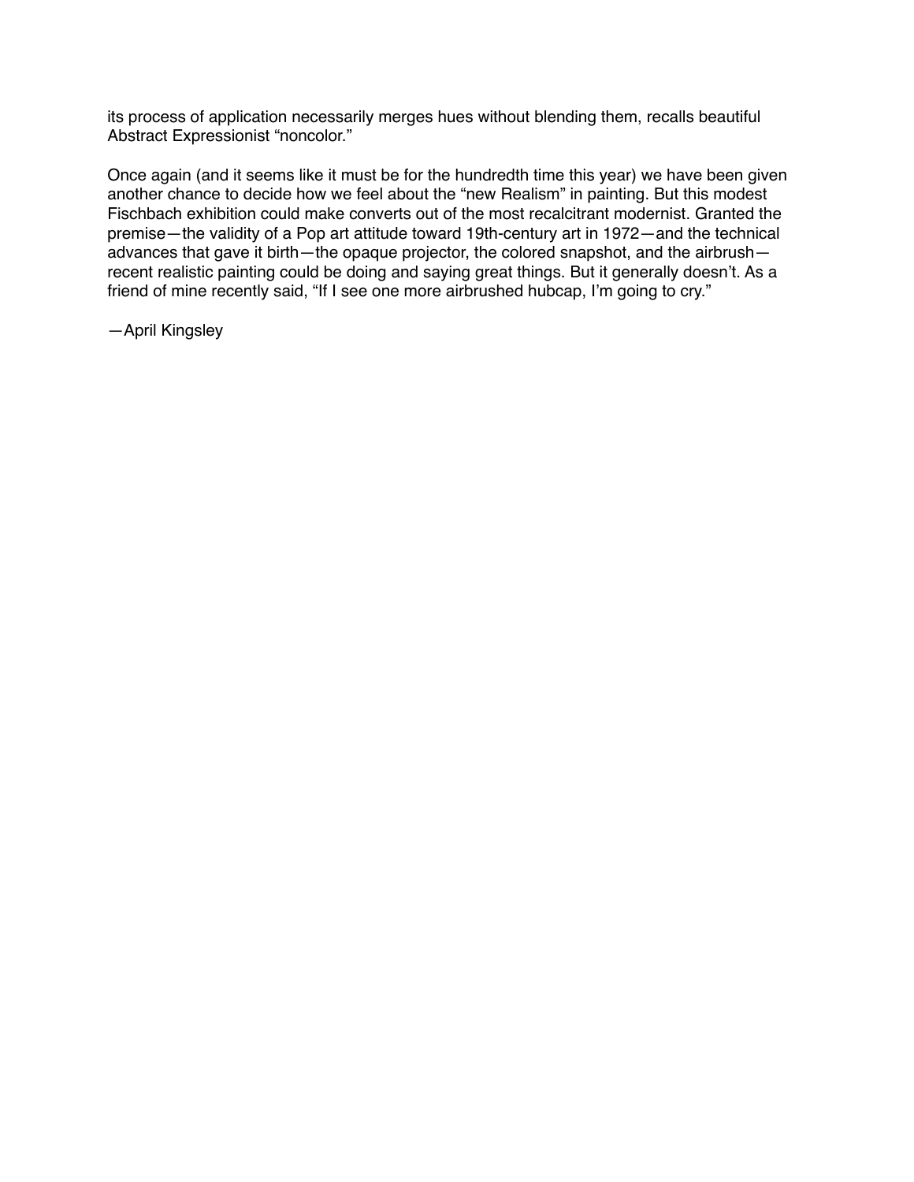its process of application necessarily merges hues without blending them, recalls beautiful Abstract Expressionist “noncolor.”

Once again (and it seems like it must be for the hundredth time this year) we have been given another chance to decide how we feel about the “new Realism” in painting. But this modest Fischbach exhibition could make converts out of the most recalcitrant modernist. Granted the premise—the validity of a Pop art attitude toward 19th-century art in 1972—and the technical advances that gave it birth—the opaque projector, the colored snapshot, and the airbrush—recent realistic painting could be doing and saying great things. But it generally doesn’t. As a friend of mine recently said, “If I see one more airbrushed hubcap, I’m going to cry.”

—April Kingsley